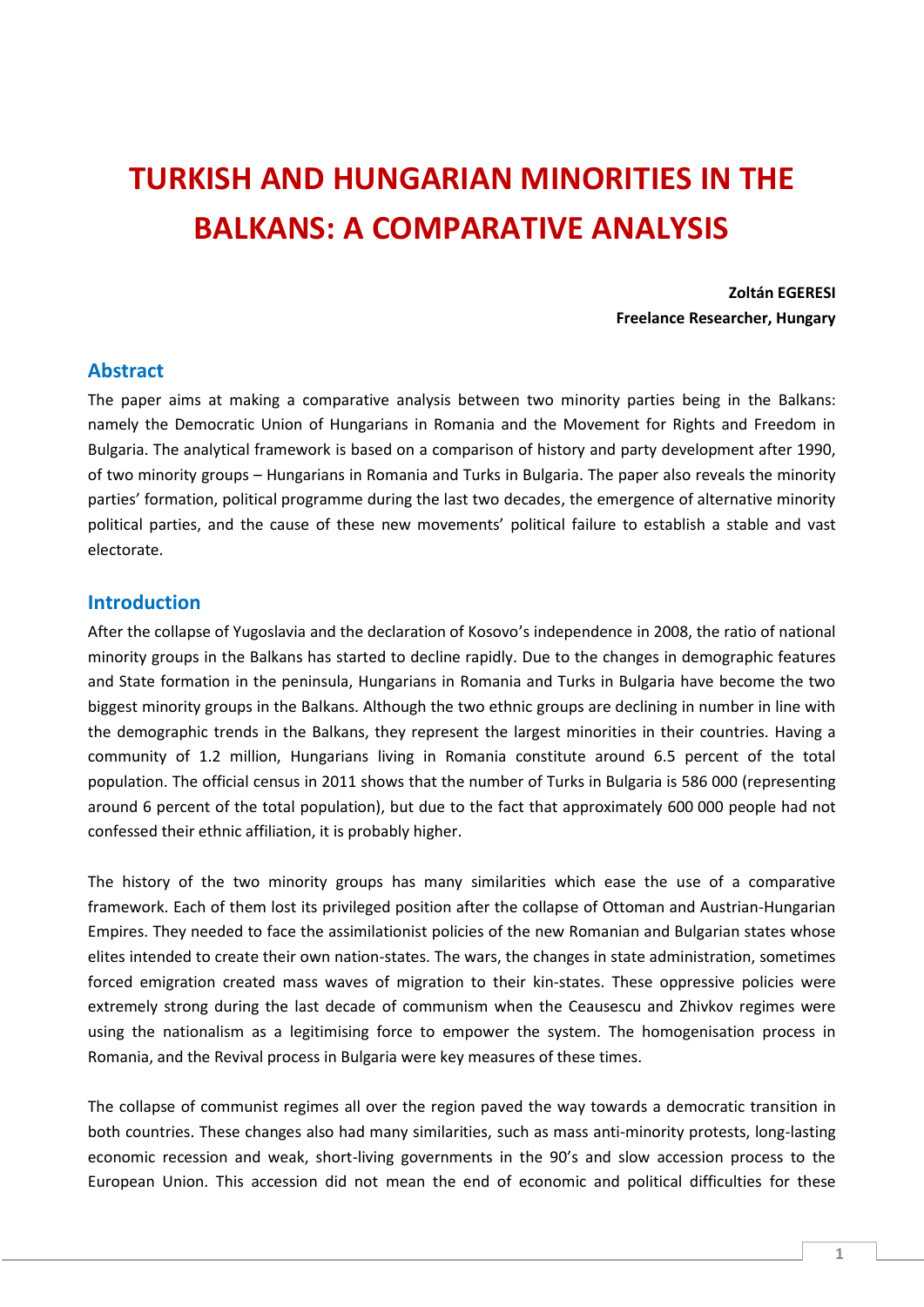# TURKISH AND HUNGARIAN MINORITIES IN THE BALKANS: A COMPARATIVE ANALYSIS

**Zoltán EGERESI**
**Freelance Researcher, Hungary**

## Abstract

The paper aims at making a comparative analysis between two minority parties being in the Balkans: namely the Democratic Union of Hungarians in Romania and the Movement for Rights and Freedom in Bulgaria. The analytical framework is based on a comparison of history and party development after 1990, of two minority groups – Hungarians in Romania and Turks in Bulgaria. The paper also reveals the minority parties' formation, political programme during the last two decades, the emergence of alternative minority political parties, and the cause of these new movements' political failure to establish a stable and vast electorate.

## Introduction

After the collapse of Yugoslavia and the declaration of Kosovo's independence in 2008, the ratio of national minority groups in the Balkans has started to decline rapidly. Due to the changes in demographic features and State formation in the peninsula, Hungarians in Romania and Turks in Bulgaria have become the two biggest minority groups in the Balkans. Although the two ethnic groups are declining in number in line with the demographic trends in the Balkans, they represent the largest minorities in their countries. Having a community of 1.2 million, Hungarians living in Romania constitute around 6.5 percent of the total population. The official census in 2011 shows that the number of Turks in Bulgaria is 586 000 (representing around 6 percent of the total population), but due to the fact that approximately 600 000 people had not confessed their ethnic affiliation, it is probably higher.

The history of the two minority groups has many similarities which ease the use of a comparative framework. Each of them lost its privileged position after the collapse of Ottoman and Austrian-Hungarian Empires. They needed to face the assimilationist policies of the new Romanian and Bulgarian states whose elites intended to create their own nation-states. The wars, the changes in state administration, sometimes forced emigration created mass waves of migration to their kin-states. These oppressive policies were extremely strong during the last decade of communism when the Ceausescu and Zhivkov regimes were using the nationalism as a legitimising force to empower the system. The homogenisation process in Romania, and the Revival process in Bulgaria were key measures of these times.

The collapse of communist regimes all over the region paved the way towards a democratic transition in both countries. These changes also had many similarities, such as mass anti-minority protests, long-lasting economic recession and weak, short-living governments in the 90's and slow accession process to the European Union. This accession did not mean the end of economic and political difficulties for these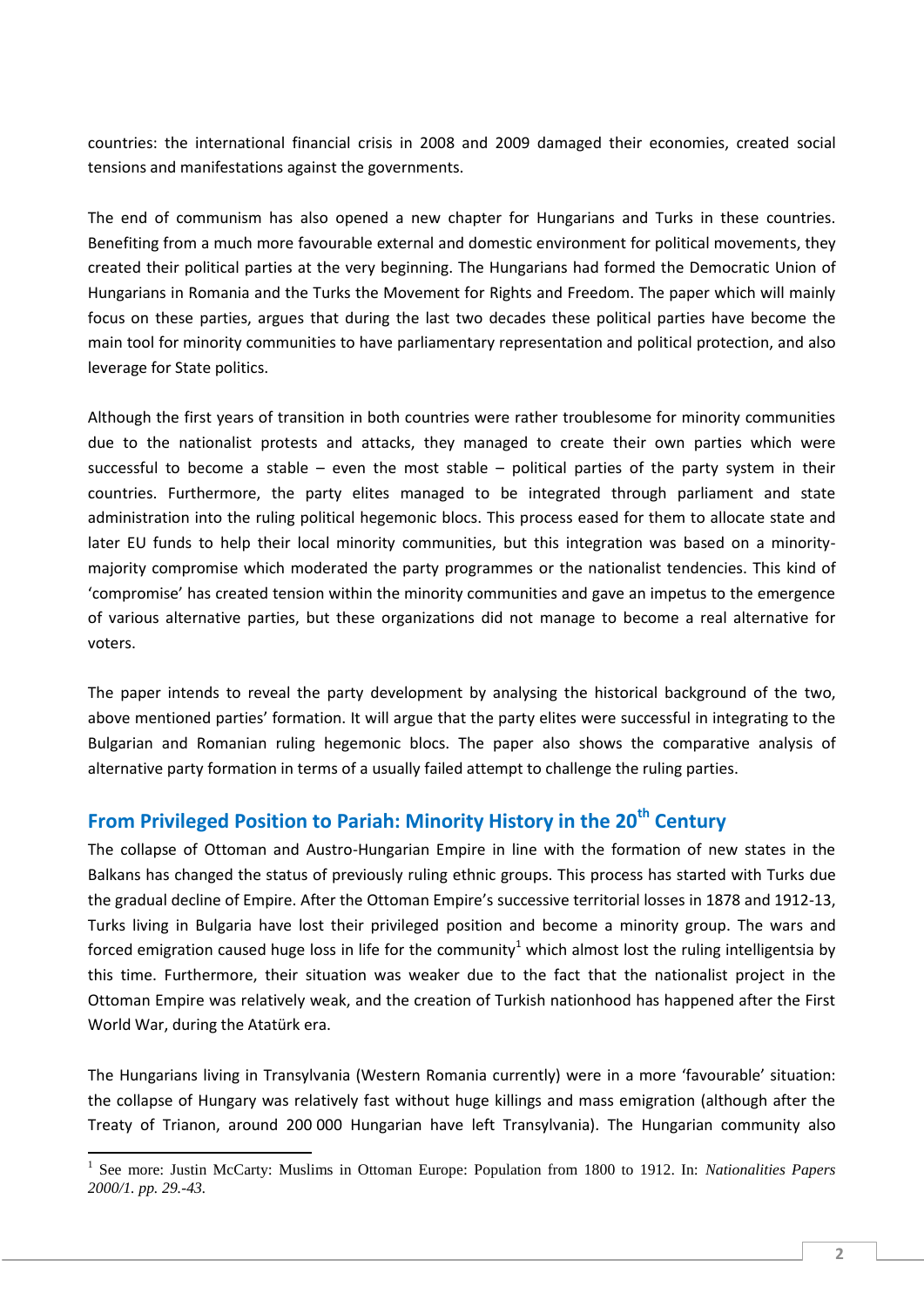countries: the international financial crisis in 2008 and 2009 damaged their economies, created social tensions and manifestations against the governments.

The end of communism has also opened a new chapter for Hungarians and Turks in these countries. Benefiting from a much more favourable external and domestic environment for political movements, they created their political parties at the very beginning. The Hungarians had formed the Democratic Union of Hungarians in Romania and the Turks the Movement for Rights and Freedom. The paper which will mainly focus on these parties, argues that during the last two decades these political parties have become the main tool for minority communities to have parliamentary representation and political protection, and also leverage for State politics.

Although the first years of transition in both countries were rather troublesome for minority communities due to the nationalist protests and attacks, they managed to create their own parties which were successful to become a stable – even the most stable – political parties of the party system in their countries. Furthermore, the party elites managed to be integrated through parliament and state administration into the ruling political hegemonic blocs. This process eased for them to allocate state and later EU funds to help their local minority communities, but this integration was based on a minority-majority compromise which moderated the party programmes or the nationalist tendencies. This kind of 'compromise' has created tension within the minority communities and gave an impetus to the emergence of various alternative parties, but these organizations did not manage to become a real alternative for voters.

The paper intends to reveal the party development by analysing the historical background of the two, above mentioned parties' formation. It will argue that the party elites were successful in integrating to the Bulgarian and Romanian ruling hegemonic blocs. The paper also shows the comparative analysis of alternative party formation in terms of a usually failed attempt to challenge the ruling parties.

## From Privileged Position to Pariah: Minority History in the 20th Century

The collapse of Ottoman and Austro-Hungarian Empire in line with the formation of new states in the Balkans has changed the status of previously ruling ethnic groups. This process has started with Turks due the gradual decline of Empire. After the Ottoman Empire's successive territorial losses in 1878 and 1912-13, Turks living in Bulgaria have lost their privileged position and become a minority group. The wars and forced emigration caused huge loss in life for the community[1] which almost lost the ruling intelligentsia by this time. Furthermore, their situation was weaker due to the fact that the nationalist project in the Ottoman Empire was relatively weak, and the creation of Turkish nationhood has happened after the First World War, during the Atatürk era.

The Hungarians living in Transylvania (Western Romania currently) were in a more 'favourable' situation: the collapse of Hungary was relatively fast without huge killings and mass emigration (although after the Treaty of Trianon, around 200 000 Hungarian have left Transylvania). The Hungarian community also

[1] See more: Justin McCarty: Muslims in Ottoman Europe: Population from 1800 to 1912. In: *Nationalities Papers 2000/1. pp. 29.-43.*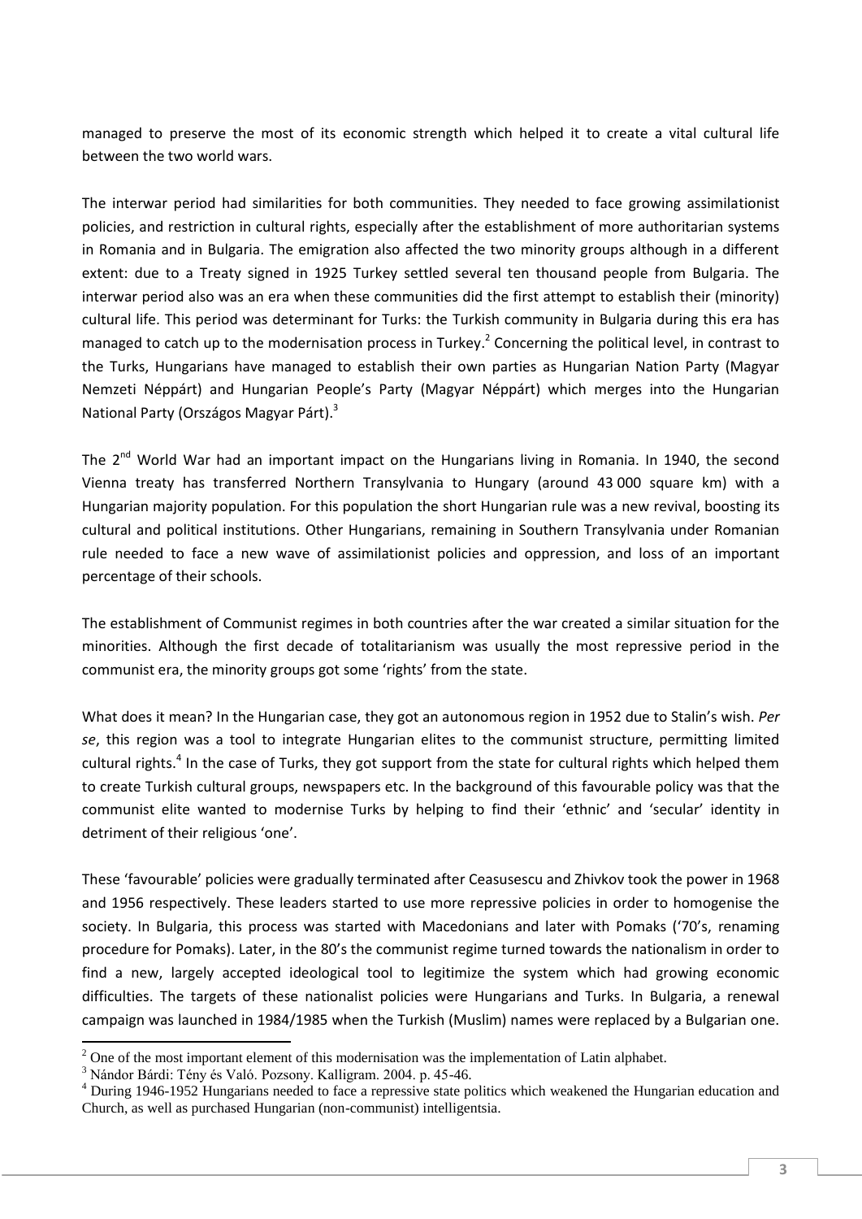managed to preserve the most of its economic strength which helped it to create a vital cultural life between the two world wars.

The interwar period had similarities for both communities. They needed to face growing assimilationist policies, and restriction in cultural rights, especially after the establishment of more authoritarian systems in Romania and in Bulgaria. The emigration also affected the two minority groups although in a different extent: due to a Treaty signed in 1925 Turkey settled several ten thousand people from Bulgaria. The interwar period also was an era when these communities did the first attempt to establish their (minority) cultural life. This period was determinant for Turks: the Turkish community in Bulgaria during this era has managed to catch up to the modernisation process in Turkey.[2] Concerning the political level, in contrast to the Turks, Hungarians have managed to establish their own parties as Hungarian Nation Party (Magyar Nemzeti Néppárt) and Hungarian People's Party (Magyar Néppárt) which merges into the Hungarian National Party (Országos Magyar Párt).[3]

The 2nd World War had an important impact on the Hungarians living in Romania. In 1940, the second Vienna treaty has transferred Northern Transylvania to Hungary (around 43 000 square km) with a Hungarian majority population. For this population the short Hungarian rule was a new revival, boosting its cultural and political institutions. Other Hungarians, remaining in Southern Transylvania under Romanian rule needed to face a new wave of assimilationist policies and oppression, and loss of an important percentage of their schools.

The establishment of Communist regimes in both countries after the war created a similar situation for the minorities. Although the first decade of totalitarianism was usually the most repressive period in the communist era, the minority groups got some 'rights' from the state.

What does it mean? In the Hungarian case, they got an autonomous region in 1952 due to Stalin's wish. *Per se*, this region was a tool to integrate Hungarian elites to the communist structure, permitting limited cultural rights.[4] In the case of Turks, they got support from the state for cultural rights which helped them to create Turkish cultural groups, newspapers etc. In the background of this favourable policy was that the communist elite wanted to modernise Turks by helping to find their 'ethnic' and 'secular' identity in detriment of their religious 'one'.

These 'favourable' policies were gradually terminated after Ceasusescu and Zhivkov took the power in 1968 and 1956 respectively. These leaders started to use more repressive policies in order to homogenise the society. In Bulgaria, this process was started with Macedonians and later with Pomaks ('70's, renaming procedure for Pomaks). Later, in the 80's the communist regime turned towards the nationalism in order to find a new, largely accepted ideological tool to legitimize the system which had growing economic difficulties. The targets of these nationalist policies were Hungarians and Turks. In Bulgaria, a renewal campaign was launched in 1984/1985 when the Turkish (Muslim) names were replaced by a Bulgarian one.

---

[2] One of the most important element of this modernisation was the implementation of Latin alphabet.

[3] Nándor Bárdi: Tény és Való. Pozsony. Kalligram. 2004. p. 45-46.

[4] During 1946-1952 Hungarians needed to face a repressive state politics which weakened the Hungarian education and Church, as well as purchased Hungarian (non-communist) intelligentsia.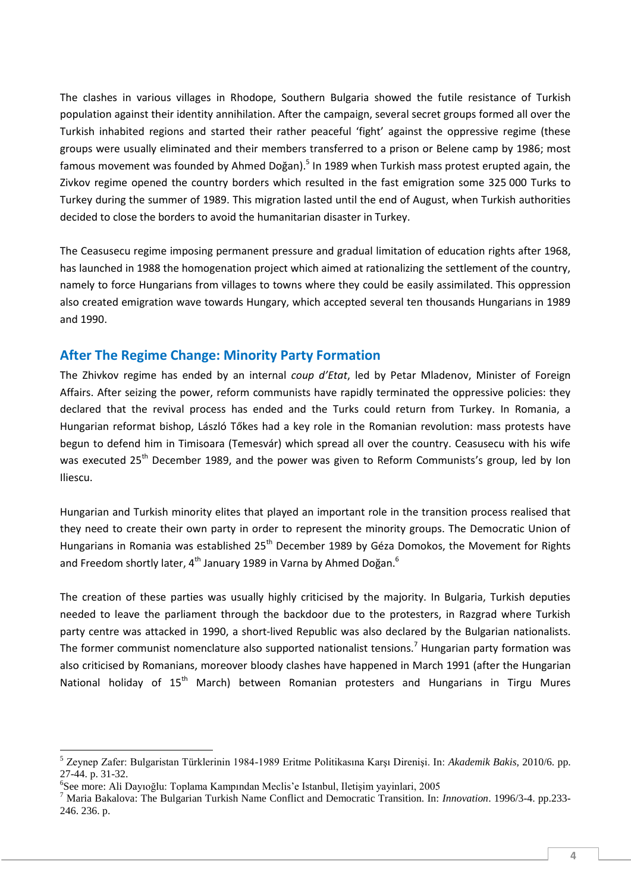The clashes in various villages in Rhodope, Southern Bulgaria showed the futile resistance of Turkish population against their identity annihilation. After the campaign, several secret groups formed all over the Turkish inhabited regions and started their rather peaceful 'fight' against the oppressive regime (these groups were usually eliminated and their members transferred to a prison or Belene camp by 1986; most famous movement was founded by Ahmed Doğan).[5] In 1989 when Turkish mass protest erupted again, the Zivkov regime opened the country borders which resulted in the fast emigration some 325 000 Turks to Turkey during the summer of 1989. This migration lasted until the end of August, when Turkish authorities decided to close the borders to avoid the humanitarian disaster in Turkey.

The Ceasusecu regime imposing permanent pressure and gradual limitation of education rights after 1968, has launched in 1988 the homogenation project which aimed at rationalizing the settlement of the country, namely to force Hungarians from villages to towns where they could be easily assimilated. This oppression also created emigration wave towards Hungary, which accepted several ten thousands Hungarians in 1989 and 1990.

## After The Regime Change: Minority Party Formation

The Zhivkov regime has ended by an internal *coup d'Etat*, led by Petar Mladenov, Minister of Foreign Affairs. After seizing the power, reform communists have rapidly terminated the oppressive policies: they declared that the revival process has ended and the Turks could return from Turkey. In Romania, a Hungarian reformat bishop, László Tőkes had a key role in the Romanian revolution: mass protests have begun to defend him in Timisoara (Temesvár) which spread all over the country. Ceasusecu with his wife was executed 25th December 1989, and the power was given to Reform Communists's group, led by Ion Iliescu.

Hungarian and Turkish minority elites that played an important role in the transition process realised that they need to create their own party in order to represent the minority groups. The Democratic Union of Hungarians in Romania was established 25th December 1989 by Géza Domokos, the Movement for Rights and Freedom shortly later, 4th January 1989 in Varna by Ahmed Doğan.[6]

The creation of these parties was usually highly criticised by the majority. In Bulgaria, Turkish deputies needed to leave the parliament through the backdoor due to the protesters, in Razgrad where Turkish party centre was attacked in 1990, a short-lived Republic was also declared by the Bulgarian nationalists. The former communist nomenclature also supported nationalist tensions.[7] Hungarian party formation was also criticised by Romanians, moreover bloody clashes have happened in March 1991 (after the Hungarian National holiday of 15th March) between Romanian protesters and Hungarians in Tirgu Mures

---

[5] Zeynep Zafer: Bulgaristan Türklerinin 1984-1989 Eritme Politikasına Karşı Direnişi. In: *Akademik Bakis*, 2010/6. pp. 27-44. p. 31-32.

[6] See more: Ali Dayıoğlu: Toplama Kampından Meclis'e Istanbul, Iletişim yayinlari, 2005

[7] Maria Bakalova: The Bulgarian Turkish Name Conflict and Democratic Transition. In: *Innovation*. 1996/3-4. pp.233-246. 236. p.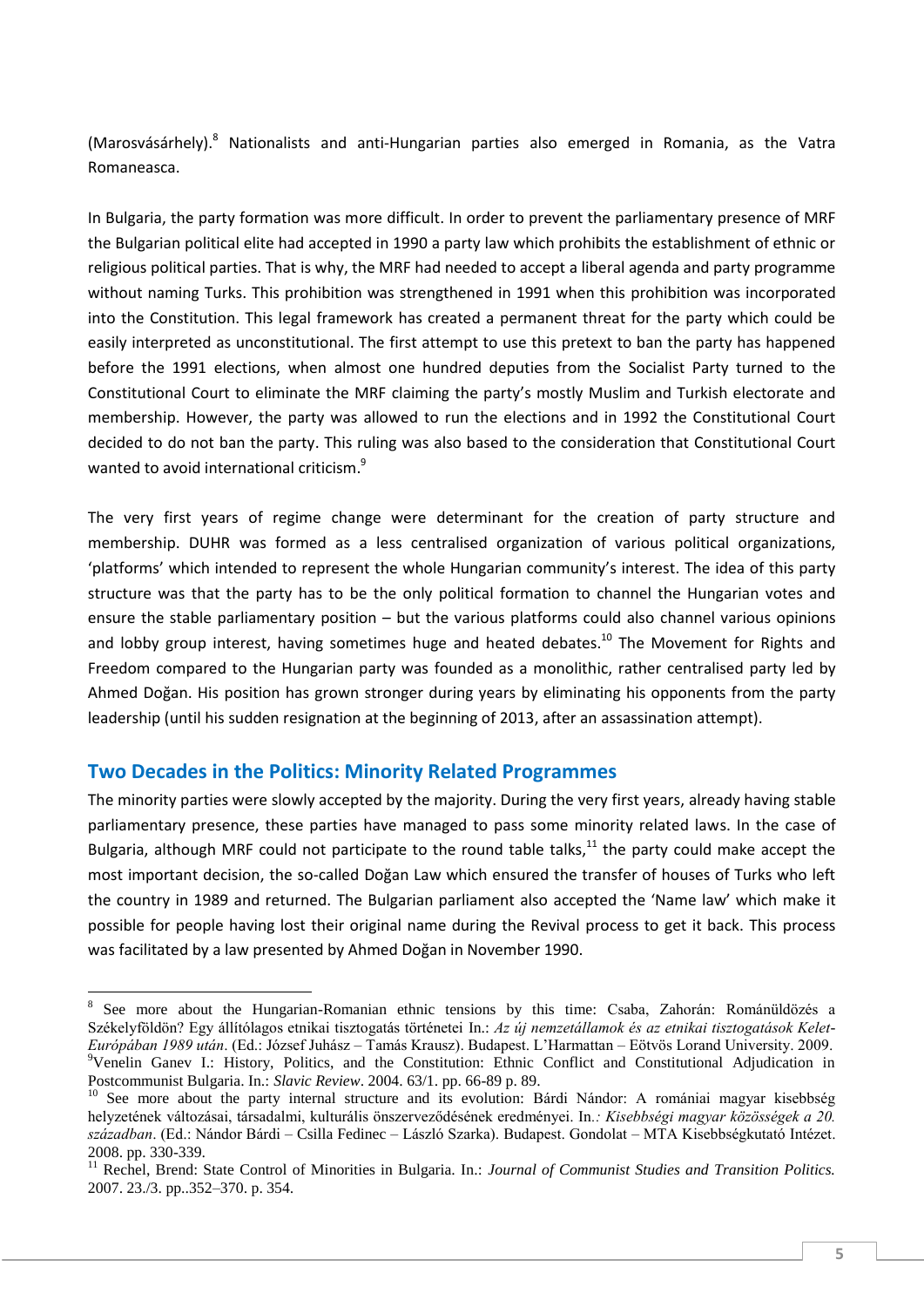(Marosvásárhely).[8] Nationalists and anti-Hungarian parties also emerged in Romania, as the Vatra Romaneasca.

In Bulgaria, the party formation was more difficult. In order to prevent the parliamentary presence of MRF the Bulgarian political elite had accepted in 1990 a party law which prohibits the establishment of ethnic or religious political parties. That is why, the MRF had needed to accept a liberal agenda and party programme without naming Turks. This prohibition was strengthened in 1991 when this prohibition was incorporated into the Constitution. This legal framework has created a permanent threat for the party which could be easily interpreted as unconstitutional. The first attempt to use this pretext to ban the party has happened before the 1991 elections, when almost one hundred deputies from the Socialist Party turned to the Constitutional Court to eliminate the MRF claiming the party's mostly Muslim and Turkish electorate and membership. However, the party was allowed to run the elections and in 1992 the Constitutional Court decided to do not ban the party. This ruling was also based to the consideration that Constitutional Court wanted to avoid international criticism.[9]

The very first years of regime change were determinant for the creation of party structure and membership. DUHR was formed as a less centralised organization of various political organizations, 'platforms' which intended to represent the whole Hungarian community's interest. The idea of this party structure was that the party has to be the only political formation to channel the Hungarian votes and ensure the stable parliamentary position – but the various platforms could also channel various opinions and lobby group interest, having sometimes huge and heated debates.[10] The Movement for Rights and Freedom compared to the Hungarian party was founded as a monolithic, rather centralised party led by Ahmed Doğan. His position has grown stronger during years by eliminating his opponents from the party leadership (until his sudden resignation at the beginning of 2013, after an assassination attempt).

## Two Decades in the Politics: Minority Related Programmes

The minority parties were slowly accepted by the majority. During the very first years, already having stable parliamentary presence, these parties have managed to pass some minority related laws. In the case of Bulgaria, although MRF could not participate to the round table talks,[11] the party could make accept the most important decision, the so-called Doğan Law which ensured the transfer of houses of Turks who left the country in 1989 and returned. The Bulgarian parliament also accepted the 'Name law' which make it possible for people having lost their original name during the Revival process to get it back. This process was facilitated by a law presented by Ahmed Doğan in November 1990.

---

[8] See more about the Hungarian-Romanian ethnic tensions by this time: Csaba, Zahorán: Románüldözés a Székelyföldön? Egy állítólagos etnikai tisztogatás történetei In.: *Az új nemzetállamok és az etnikai tisztogatások Kelet-Európában 1989 után*. (Ed.: József Juhász – Tamás Krausz). Budapest. L'Harmattan – Eötvös Lorand University. 2009.

[9] Venelin Ganev I.: History, Politics, and the Constitution: Ethnic Conflict and Constitutional Adjudication in Postcommunist Bulgaria. In.: *Slavic Review*. 2004. 63/1. pp. 66-89 p. 89.

[10] See more about the party internal structure and its evolution: Bárdi Nándor: A romániai magyar kisebbség helyzetének változásai, társadalmi, kulturális önszerveződésének eredményei. In.: *Kisebbségi magyar közösségek a 20. században*. (Ed.: Nándor Bárdi – Csilla Fedinec – László Szarka). Budapest. Gondolat – MTA Kisebbségkutató Intézet. 2008. pp. 330-339.

[11] Rechel, Brend: State Control of Minorities in Bulgaria. In.: *Journal of Communist Studies and Transition Politics*. 2007. 23./3. pp..352–370. p. 354.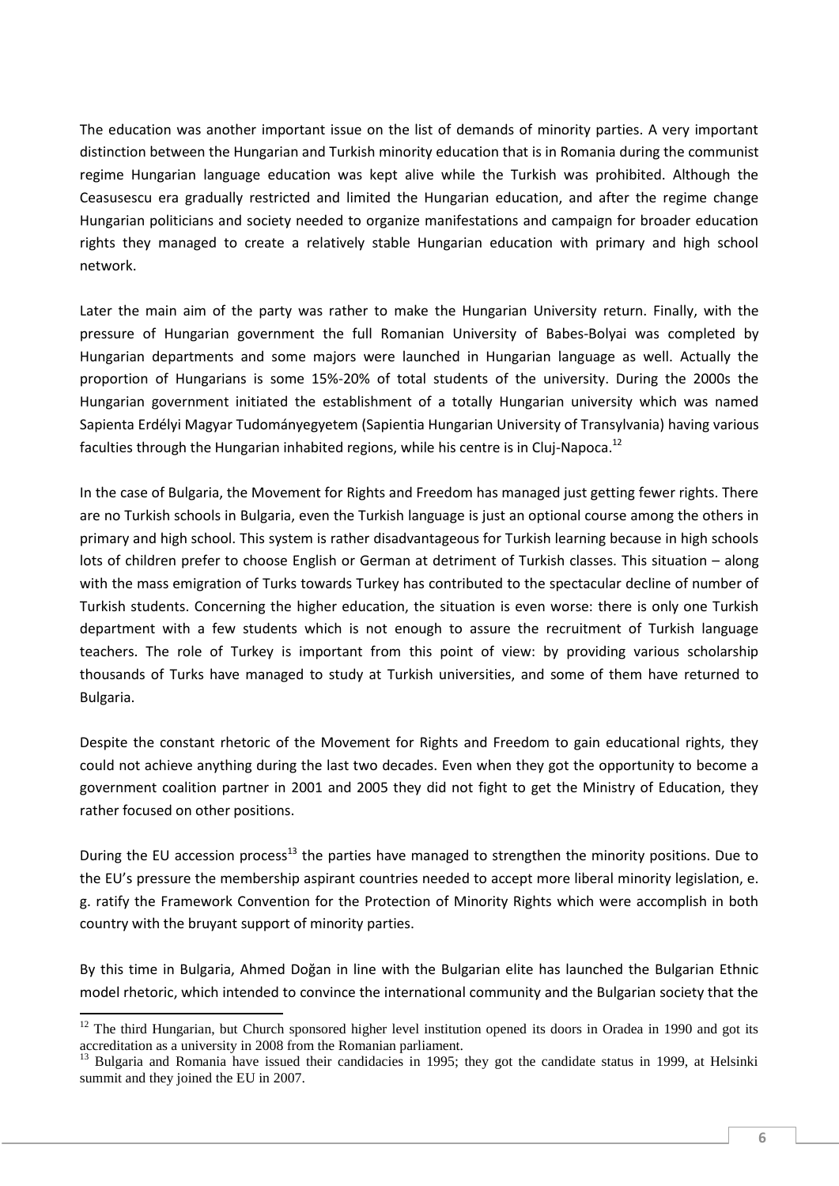The education was another important issue on the list of demands of minority parties. A very important distinction between the Hungarian and Turkish minority education that is in Romania during the communist regime Hungarian language education was kept alive while the Turkish was prohibited. Although the Ceasusescu era gradually restricted and limited the Hungarian education, and after the regime change Hungarian politicians and society needed to organize manifestations and campaign for broader education rights they managed to create a relatively stable Hungarian education with primary and high school network.

Later the main aim of the party was rather to make the Hungarian University return. Finally, with the pressure of Hungarian government the full Romanian University of Babes-Bolyai was completed by Hungarian departments and some majors were launched in Hungarian language as well. Actually the proportion of Hungarians is some 15%-20% of total students of the university. During the 2000s the Hungarian government initiated the establishment of a totally Hungarian university which was named Sapienta Erdélyi Magyar Tudományegyetem (Sapientia Hungarian University of Transylvania) having various faculties through the Hungarian inhabited regions, while his centre is in Cluj-Napoca.[12]

In the case of Bulgaria, the Movement for Rights and Freedom has managed just getting fewer rights. There are no Turkish schools in Bulgaria, even the Turkish language is just an optional course among the others in primary and high school. This system is rather disadvantageous for Turkish learning because in high schools lots of children prefer to choose English or German at detriment of Turkish classes. This situation – along with the mass emigration of Turks towards Turkey has contributed to the spectacular decline of number of Turkish students. Concerning the higher education, the situation is even worse: there is only one Turkish department with a few students which is not enough to assure the recruitment of Turkish language teachers. The role of Turkey is important from this point of view: by providing various scholarship thousands of Turks have managed to study at Turkish universities, and some of them have returned to Bulgaria.

Despite the constant rhetoric of the Movement for Rights and Freedom to gain educational rights, they could not achieve anything during the last two decades. Even when they got the opportunity to become a government coalition partner in 2001 and 2005 they did not fight to get the Ministry of Education, they rather focused on other positions.

During the EU accession process[13] the parties have managed to strengthen the minority positions. Due to the EU's pressure the membership aspirant countries needed to accept more liberal minority legislation, e. g. ratify the Framework Convention for the Protection of Minority Rights which were accomplish in both country with the bruyant support of minority parties.

By this time in Bulgaria, Ahmed Doğan in line with the Bulgarian elite has launched the Bulgarian Ethnic model rhetoric, which intended to convince the international community and the Bulgarian society that the

---

[12] The third Hungarian, but Church sponsored higher level institution opened its doors in Oradea in 1990 and got its accreditation as a university in 2008 from the Romanian parliament.

[13] Bulgaria and Romania have issued their candidacies in 1995; they got the candidate status in 1999, at Helsinki summit and they joined the EU in 2007.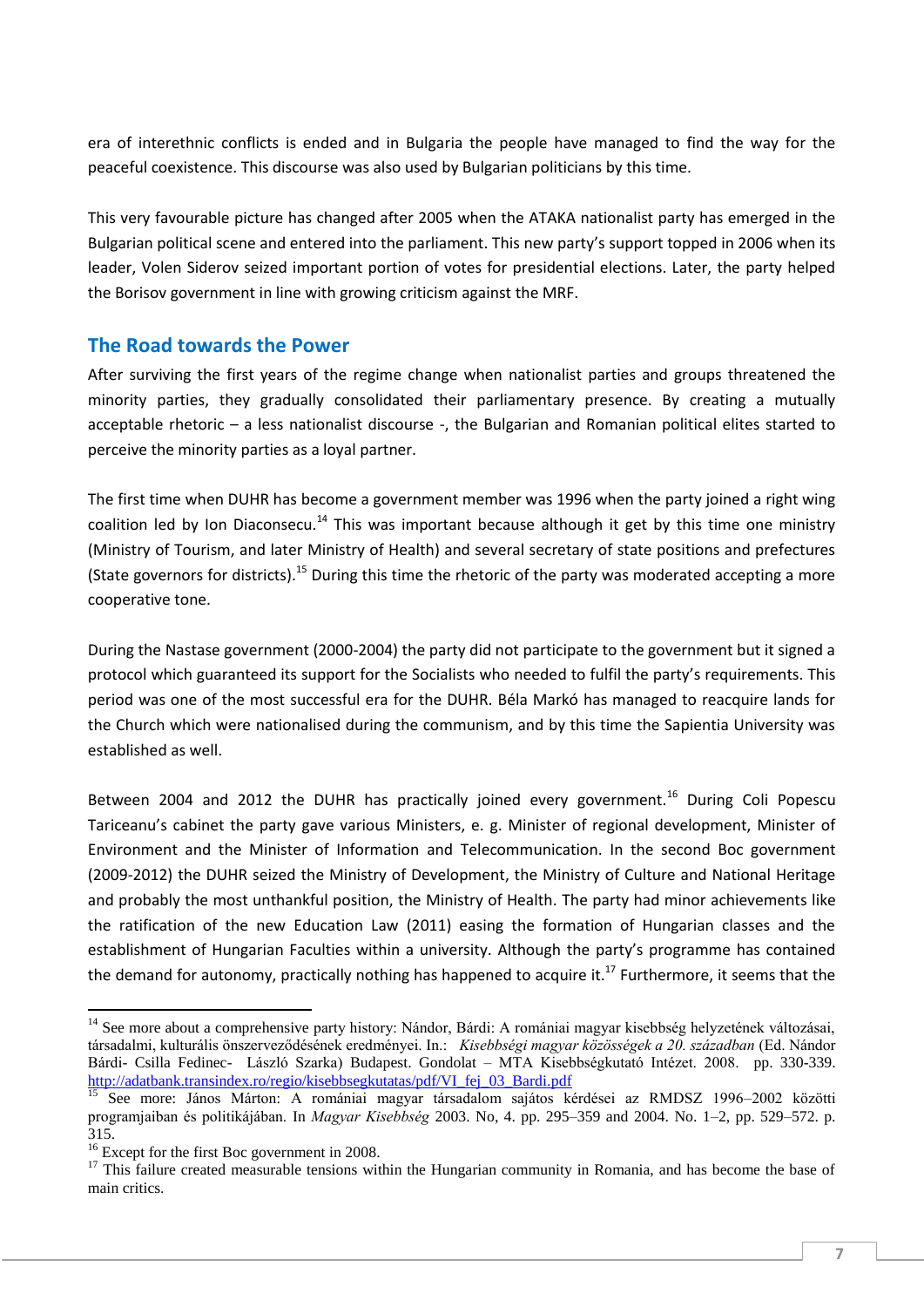era of interethnic conflicts is ended and in Bulgaria the people have managed to find the way for the peaceful coexistence. This discourse was also used by Bulgarian politicians by this time.

This very favourable picture has changed after 2005 when the ATAKA nationalist party has emerged in the Bulgarian political scene and entered into the parliament. This new party's support topped in 2006 when its leader, Volen Siderov seized important portion of votes for presidential elections. Later, the party helped the Borisov government in line with growing criticism against the MRF.

## The Road towards the Power

After surviving the first years of the regime change when nationalist parties and groups threatened the minority parties, they gradually consolidated their parliamentary presence. By creating a mutually acceptable rhetoric – a less nationalist discourse -, the Bulgarian and Romanian political elites started to perceive the minority parties as a loyal partner.

The first time when DUHR has become a government member was 1996 when the party joined a right wing coalition led by Ion Diaconsecu.[14] This was important because although it get by this time one ministry (Ministry of Tourism, and later Ministry of Health) and several secretary of state positions and prefectures (State governors for districts).[15] During this time the rhetoric of the party was moderated accepting a more cooperative tone.

During the Nastase government (2000-2004) the party did not participate to the government but it signed a protocol which guaranteed its support for the Socialists who needed to fulfil the party's requirements. This period was one of the most successful era for the DUHR. Béla Markó has managed to reacquire lands for the Church which were nationalised during the communism, and by this time the Sapientia University was established as well.

Between 2004 and 2012 the DUHR has practically joined every government.[16] During Coli Popescu Tariceanu's cabinet the party gave various Ministers, e. g. Minister of regional development, Minister of Environment and the Minister of Information and Telecommunication. In the second Boc government (2009-2012) the DUHR seized the Ministry of Development, the Ministry of Culture and National Heritage and probably the most unthankful position, the Ministry of Health. The party had minor achievements like the ratification of the new Education Law (2011) easing the formation of Hungarian classes and the establishment of Hungarian Faculties within a university. Although the party's programme has contained the demand for autonomy, practically nothing has happened to acquire it.[17] Furthermore, it seems that the

---

[14] See more about a comprehensive party history: Nándor, Bárdi: A romániai magyar kisebbség helyzetének változásai, társadalmi, kulturális önszerveződésének eredményei. In.: *Kisebbségi magyar közösségek a 20. században* (Ed. Nándor Bárdi- Csilla Fedinec- László Szarka) Budapest. Gondolat – MTA Kisebbségkutató Intézet. 2008. pp. 330-339. http://adatbank.transindex.ro/regio/kisebbsegkutatas/pdf/VI_fej_03_Bardi.pdf

[15] See more: János Márton: A romániai magyar társadalom sajátos kérdései az RMDSZ 1996–2002 közötti programjaiban és politikájában. In *Magyar Kisebbség* 2003. No, 4. pp. 295–359 and 2004. No. 1–2, pp. 529–572. p. 315.

[16] Except for the first Boc government in 2008.

[17] This failure created measurable tensions within the Hungarian community in Romania, and has become the base of main critics.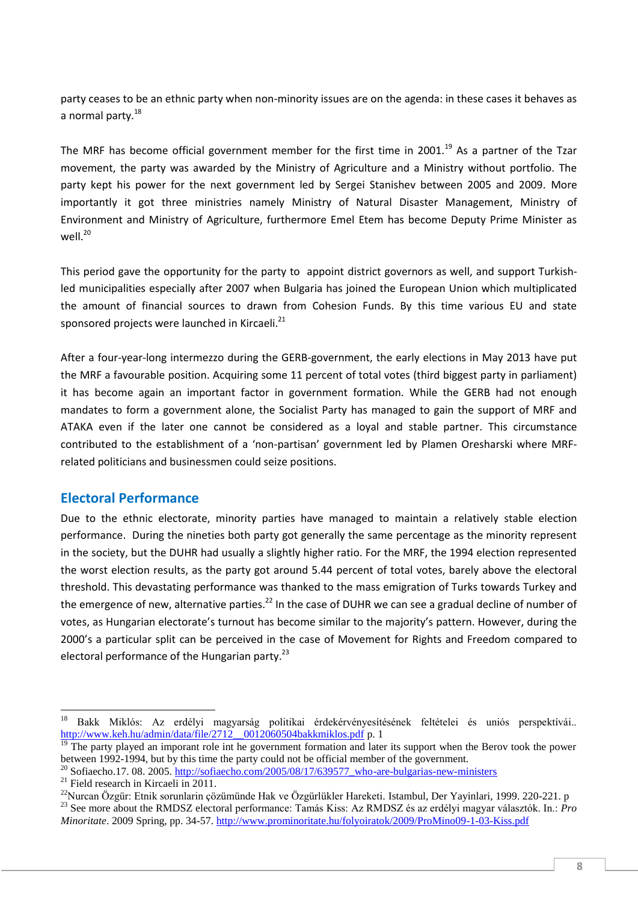party ceases to be an ethnic party when non-minority issues are on the agenda: in these cases it behaves as a normal party.[18]

The MRF has become official government member for the first time in 2001.[19] As a partner of the Tzar movement, the party was awarded by the Ministry of Agriculture and a Ministry without portfolio. The party kept his power for the next government led by Sergei Stanishev between 2005 and 2009. More importantly it got three ministries namely Ministry of Natural Disaster Management, Ministry of Environment and Ministry of Agriculture, furthermore Emel Etem has become Deputy Prime Minister as well.[20]

This period gave the opportunity for the party to appoint district governors as well, and support Turkish-led municipalities especially after 2007 when Bulgaria has joined the European Union which multiplicated the amount of financial sources to drawn from Cohesion Funds. By this time various EU and state sponsored projects were launched in Kircaeli.[21]

After a four-year-long intermezzo during the GERB-government, the early elections in May 2013 have put the MRF a favourable position. Acquiring some 11 percent of total votes (third biggest party in parliament) it has become again an important factor in government formation. While the GERB had not enough mandates to form a government alone, the Socialist Party has managed to gain the support of MRF and ATAKA even if the later one cannot be considered as a loyal and stable partner. This circumstance contributed to the establishment of a 'non-partisan' government led by Plamen Oresharski where MRF-related politicians and businessmen could seize positions.

## Electoral Performance

Due to the ethnic electorate, minority parties have managed to maintain a relatively stable election performance. During the nineties both party got generally the same percentage as the minority represent in the society, but the DUHR had usually a slightly higher ratio. For the MRF, the 1994 election represented the worst election results, as the party got around 5.44 percent of total votes, barely above the electoral threshold. This devastating performance was thanked to the mass emigration of Turks towards Turkey and the emergence of new, alternative parties.[22] In the case of DUHR we can see a gradual decline of number of votes, as Hungarian electorate's turnout has become similar to the majority's pattern. However, during the 2000's a particular split can be perceived in the case of Movement for Rights and Freedom compared to electoral performance of the Hungarian party.[23]

---

[18] Bakk Miklós: Az erdélyi magyarság politikai érdekérvényesítésének feltételei és uniós perspektívái.. http://www.keh.hu/admin/data/file/2712__0012060504bakkmiklos.pdf p. 1

[19] The party played an imporant role int he government formation and later its support when the Berov took the power between 1992-1994, but by this time the party could not be official member of the government.

[20] Sofiaecho.17. 08. 2005. http://sofiaecho.com/2005/08/17/639577_who-are-bulgarias-new-ministers

[21] Field research in Kircaeli in 2011.

[22] Nurcan Özgür: Etnik sorunlarin çözümünde Hak ve Özgürlükler Hareketi. Istambul, Der Yayinlari, 1999. 220-221. p

[23] See more about the RMDSZ electoral performance: Tamás Kiss: Az RMDSZ és az erdélyi magyar választók. In.: *Pro Minoritate*. 2009 Spring, pp. 34-57. http://www.prominoritate.hu/folyoiratok/2009/ProMino09-1-03-Kiss.pdf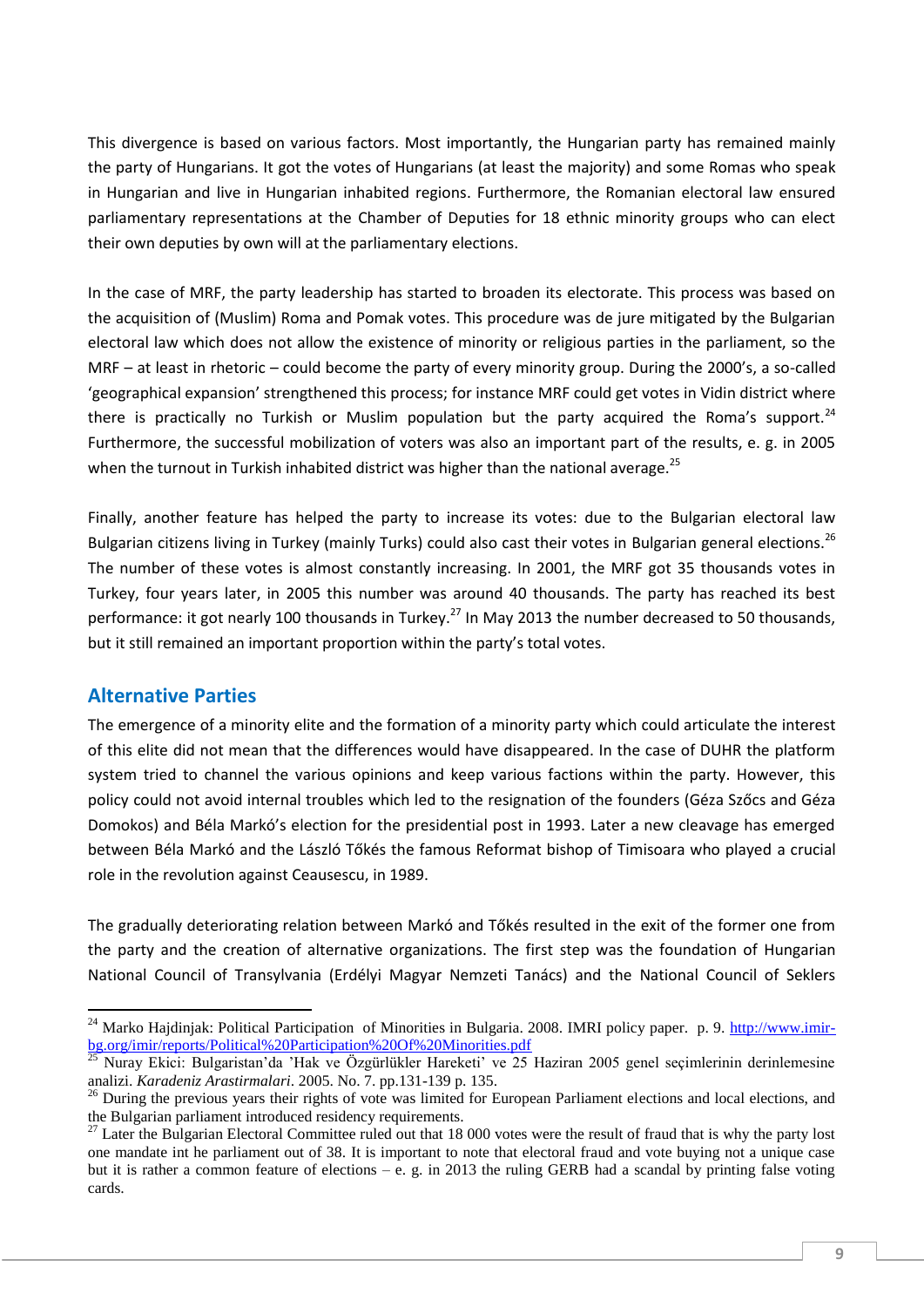This divergence is based on various factors. Most importantly, the Hungarian party has remained mainly the party of Hungarians. It got the votes of Hungarians (at least the majority) and some Romas who speak in Hungarian and live in Hungarian inhabited regions. Furthermore, the Romanian electoral law ensured parliamentary representations at the Chamber of Deputies for 18 ethnic minority groups who can elect their own deputies by own will at the parliamentary elections.

In the case of MRF, the party leadership has started to broaden its electorate. This process was based on the acquisition of (Muslim) Roma and Pomak votes. This procedure was de jure mitigated by the Bulgarian electoral law which does not allow the existence of minority or religious parties in the parliament, so the MRF – at least in rhetoric – could become the party of every minority group. During the 2000's, a so-called 'geographical expansion' strengthened this process; for instance MRF could get votes in Vidin district where there is practically no Turkish or Muslim population but the party acquired the Roma's support.[24] Furthermore, the successful mobilization of voters was also an important part of the results, e. g. in 2005 when the turnout in Turkish inhabited district was higher than the national average.[25]

Finally, another feature has helped the party to increase its votes: due to the Bulgarian electoral law Bulgarian citizens living in Turkey (mainly Turks) could also cast their votes in Bulgarian general elections.[26] The number of these votes is almost constantly increasing. In 2001, the MRF got 35 thousands votes in Turkey, four years later, in 2005 this number was around 40 thousands. The party has reached its best performance: it got nearly 100 thousands in Turkey.[27] In May 2013 the number decreased to 50 thousands, but it still remained an important proportion within the party's total votes.

## Alternative Parties

The emergence of a minority elite and the formation of a minority party which could articulate the interest of this elite did not mean that the differences would have disappeared. In the case of DUHR the platform system tried to channel the various opinions and keep various factions within the party. However, this policy could not avoid internal troubles which led to the resignation of the founders (Géza Szőcs and Géza Domokos) and Béla Markó's election for the presidential post in 1993. Later a new cleavage has emerged between Béla Markó and the László Tőkés the famous Reformat bishop of Timisoara who played a crucial role in the revolution against Ceausescu, in 1989.

The gradually deteriorating relation between Markó and Tőkés resulted in the exit of the former one from the party and the creation of alternative organizations. The first step was the foundation of Hungarian National Council of Transylvania (Erdélyi Magyar Nemzeti Tanács) and the National Council of Seklers

---

[24] Marko Hajdinjak: Political Participation of Minorities in Bulgaria. 2008. IMRI policy paper. p. 9. http://www.imir-bg.org/imir/reports/Political%20Participation%20Of%20Minorities.pdf

[25] Nuray Ekici: Bulgaristan'da 'Hak ve Özgürlükler Hareketi' ve 25 Haziran 2005 genel seçimlerinin derinlemesine analizi. *Karadeniz Arastirmalari*. 2005. No. 7. pp.131-139 p. 135.

[26] During the previous years their rights of vote was limited for European Parliament elections and local elections, and the Bulgarian parliament introduced residency requirements.

[27] Later the Bulgarian Electoral Committee ruled out that 18 000 votes were the result of fraud that is why the party lost one mandate int he parliament out of 38. It is important to note that electoral fraud and vote buying not a unique case but it is rather a common feature of elections – e. g. in 2013 the ruling GERB had a scandal by printing false voting cards.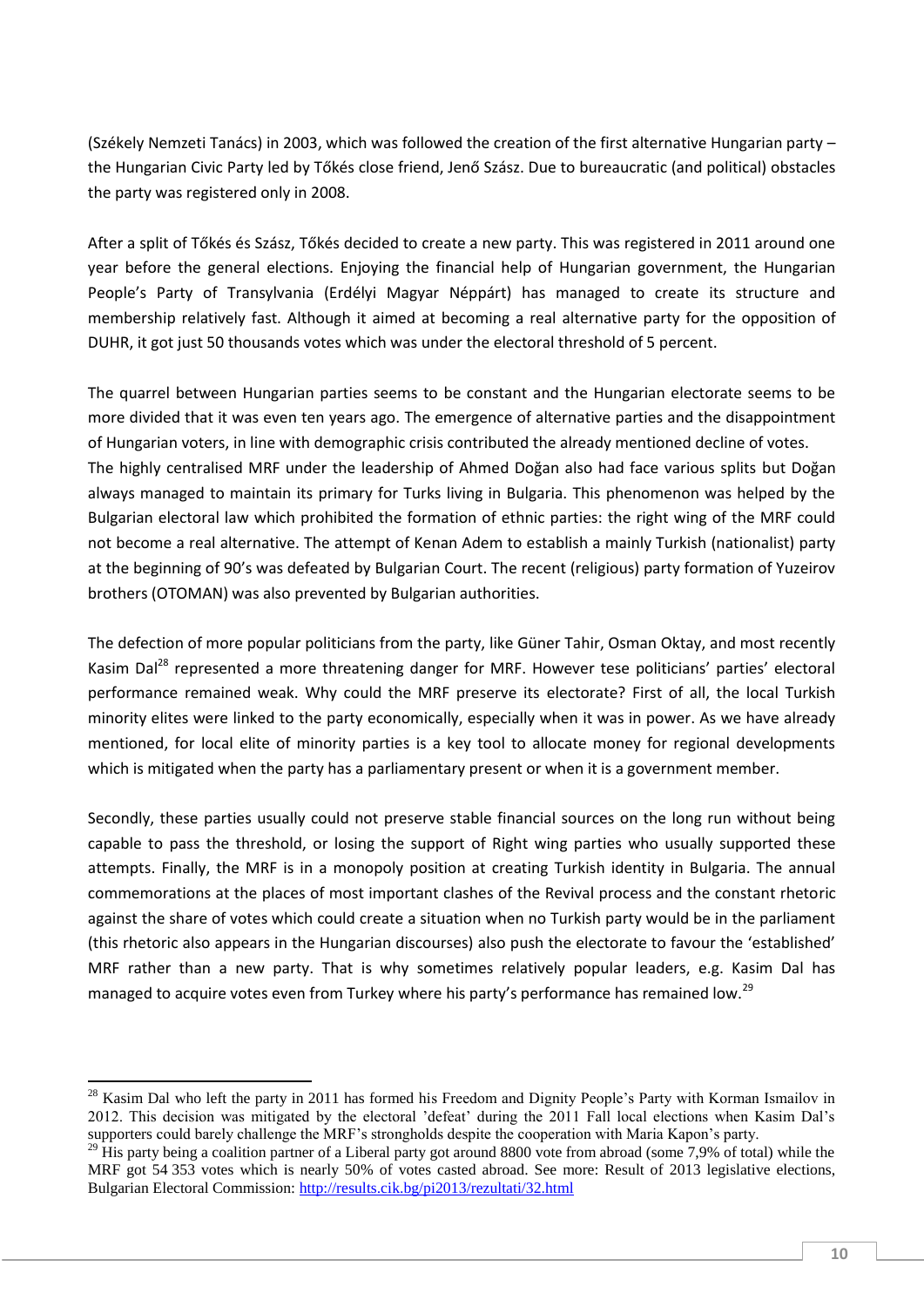(Székely Nemzeti Tanács) in 2003, which was followed the creation of the first alternative Hungarian party – the Hungarian Civic Party led by Tőkés close friend, Jenő Szász. Due to bureaucratic (and political) obstacles the party was registered only in 2008.

After a split of Tőkés és Szász, Tőkés decided to create a new party. This was registered in 2011 around one year before the general elections. Enjoying the financial help of Hungarian government, the Hungarian People's Party of Transylvania (Erdélyi Magyar Néppárt) has managed to create its structure and membership relatively fast. Although it aimed at becoming a real alternative party for the opposition of DUHR, it got just 50 thousands votes which was under the electoral threshold of 5 percent.

The quarrel between Hungarian parties seems to be constant and the Hungarian electorate seems to be more divided that it was even ten years ago. The emergence of alternative parties and the disappointment of Hungarian voters, in line with demographic crisis contributed the already mentioned decline of votes.
The highly centralised MRF under the leadership of Ahmed Doğan also had face various splits but Doğan always managed to maintain its primary for Turks living in Bulgaria. This phenomenon was helped by the Bulgarian electoral law which prohibited the formation of ethnic parties: the right wing of the MRF could not become a real alternative. The attempt of Kenan Adem to establish a mainly Turkish (nationalist) party at the beginning of 90's was defeated by Bulgarian Court. The recent (religious) party formation of Yuzeirov brothers (OTOMAN) was also prevented by Bulgarian authorities.

The defection of more popular politicians from the party, like Güner Tahir, Osman Oktay, and most recently Kasim Dal[28] represented a more threatening danger for MRF. However tese politicians' parties' electoral performance remained weak. Why could the MRF preserve its electorate? First of all, the local Turkish minority elites were linked to the party economically, especially when it was in power. As we have already mentioned, for local elite of minority parties is a key tool to allocate money for regional developments which is mitigated when the party has a parliamentary present or when it is a government member.

Secondly, these parties usually could not preserve stable financial sources on the long run without being capable to pass the threshold, or losing the support of Right wing parties who usually supported these attempts. Finally, the MRF is in a monopoly position at creating Turkish identity in Bulgaria. The annual commemorations at the places of most important clashes of the Revival process and the constant rhetoric against the share of votes which could create a situation when no Turkish party would be in the parliament (this rhetoric also appears in the Hungarian discourses) also push the electorate to favour the 'established' MRF rather than a new party. That is why sometimes relatively popular leaders, e.g. Kasim Dal has managed to acquire votes even from Turkey where his party's performance has remained low.[29]

---

[28] Kasim Dal who left the party in 2011 has formed his Freedom and Dignity People's Party with Korman Ismailov in 2012. This decision was mitigated by the electoral 'defeat' during the 2011 Fall local elections when Kasim Dal's supporters could barely challenge the MRF's strongholds despite the cooperation with Maria Kapon's party.

[29] His party being a coalition partner of a Liberal party got around 8800 vote from abroad (some 7,9% of total) while the MRF got 54 353 votes which is nearly 50% of votes casted abroad. See more: Result of 2013 legislative elections, Bulgarian Electoral Commission: http://results.cik.bg/pi2013/rezultati/32.html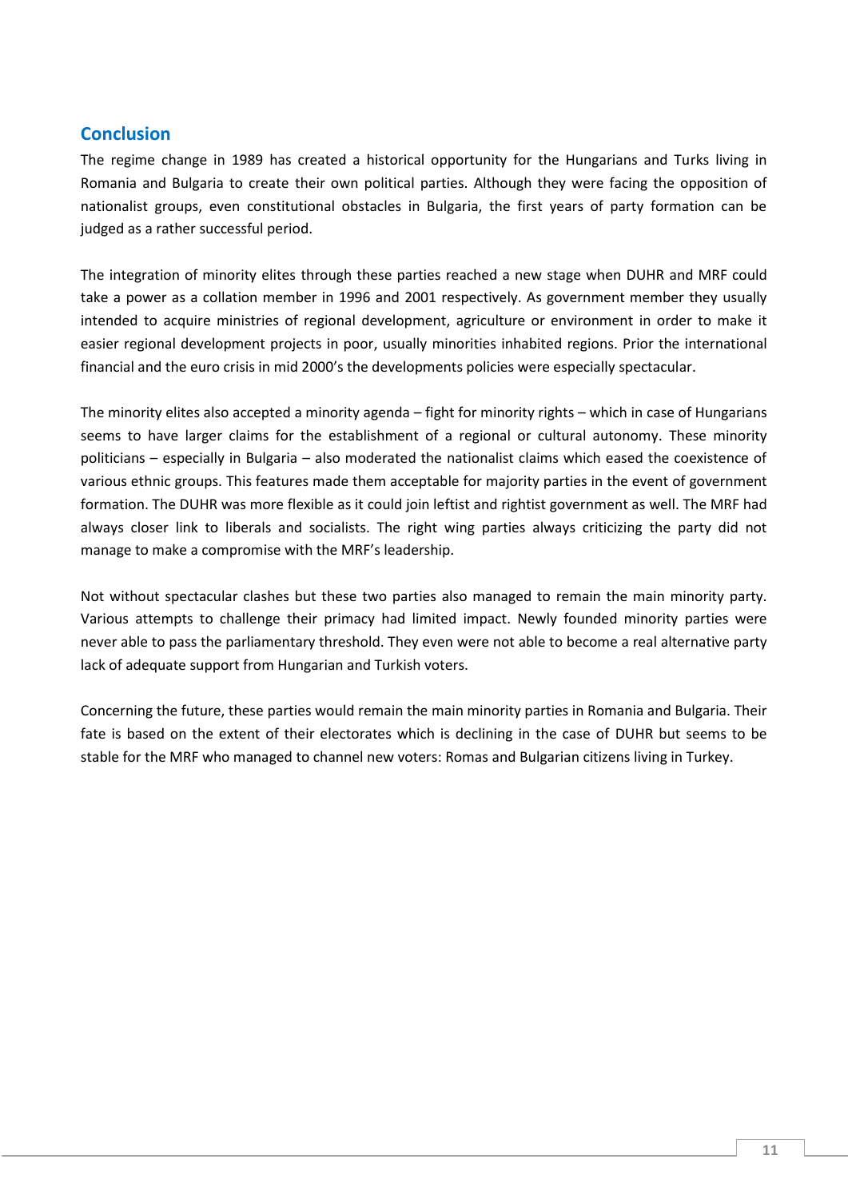## Conclusion

The regime change in 1989 has created a historical opportunity for the Hungarians and Turks living in Romania and Bulgaria to create their own political parties. Although they were facing the opposition of nationalist groups, even constitutional obstacles in Bulgaria, the first years of party formation can be judged as a rather successful period.

The integration of minority elites through these parties reached a new stage when DUHR and MRF could take a power as a collation member in 1996 and 2001 respectively. As government member they usually intended to acquire ministries of regional development, agriculture or environment in order to make it easier regional development projects in poor, usually minorities inhabited regions. Prior the international financial and the euro crisis in mid 2000's the developments policies were especially spectacular.

The minority elites also accepted a minority agenda – fight for minority rights – which in case of Hungarians seems to have larger claims for the establishment of a regional or cultural autonomy. These minority politicians – especially in Bulgaria – also moderated the nationalist claims which eased the coexistence of various ethnic groups. This features made them acceptable for majority parties in the event of government formation. The DUHR was more flexible as it could join leftist and rightist government as well. The MRF had always closer link to liberals and socialists. The right wing parties always criticizing the party did not manage to make a compromise with the MRF's leadership.

Not without spectacular clashes but these two parties also managed to remain the main minority party. Various attempts to challenge their primacy had limited impact. Newly founded minority parties were never able to pass the parliamentary threshold. They even were not able to become a real alternative party lack of adequate support from Hungarian and Turkish voters.

Concerning the future, these parties would remain the main minority parties in Romania and Bulgaria. Their fate is based on the extent of their electorates which is declining in the case of DUHR but seems to be stable for the MRF who managed to channel new voters: Romas and Bulgarian citizens living in Turkey.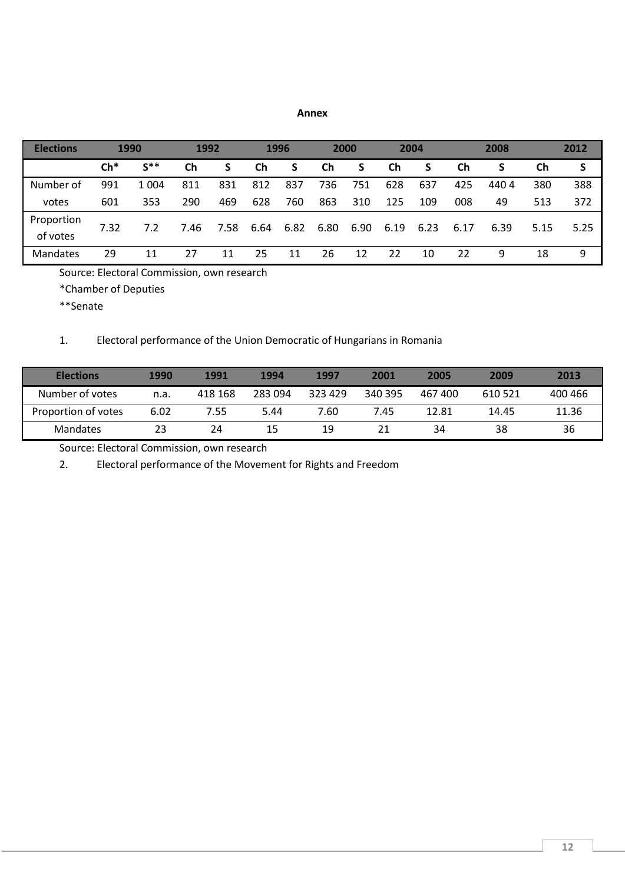**Annex**

| Elections | 1990 | | 1992 | | 1996 | | 2000 | | 2004 | | 2008 | | 2012 | |
|---|---|---|---|---|---|---|---|---|---|---|---|---|---|---|
| | Ch* | S** | Ch | S | Ch | S | Ch | S | Ch | S | Ch | S | Ch | S |
| Number of votes | 991 601 | 1 004 353 | 811 290 | 831 469 | 812 628 | 837 760 | 736 863 | 751 310 | 628 125 | 637 109 | 425 008 | 440 4 49 | 380 513 | 388 372 |
| Proportion of votes | 7.32 | 7.2 | 7.46 | 7.58 | 6.64 | 6.82 | 6.80 | 6.90 | 6.19 | 6.23 | 6.17 | 6.39 | 5.15 | 5.25 |
| Mandates | 29 | 11 | 27 | 11 | 25 | 11 | 26 | 12 | 22 | 10 | 22 | 9 | 18 | 9 |

Source: Electoral Commission, own research

*Chamber of Deputies

**Senate

1. Electoral performance of the Union Democratic of Hungarians in Romania

| Elections | 1990 | 1991 | 1994 | 1997 | 2001 | 2005 | 2009 | 2013 |
|---|---|---|---|---|---|---|---|---|
| Number of votes | n.a. | 418 168 | 283 094 | 323 429 | 340 395 | 467 400 | 610 521 | 400 466 |
| Proportion of votes | 6.02 | 7.55 | 5.44 | 7.60 | 7.45 | 12.81 | 14.45 | 11.36 |
| Mandates | 23 | 24 | 15 | 19 | 21 | 34 | 38 | 36 |

Source: Electoral Commission, own research

2. Electoral performance of the Movement for Rights and Freedom